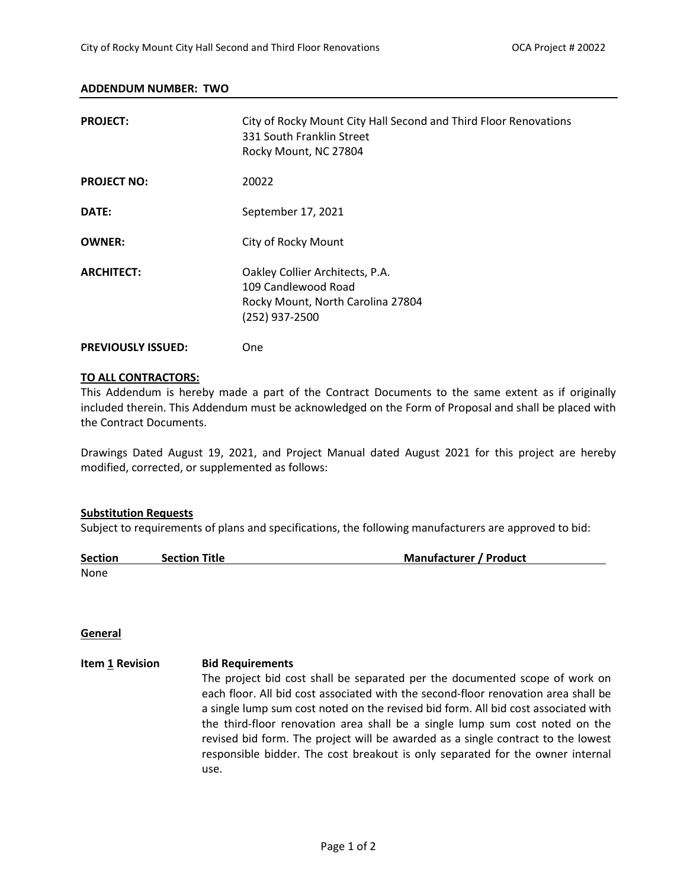## ADDENDUM NUMBER: TWO

| | |
|---|---|
| **PROJECT:** | City of Rocky Mount City Hall Second and Third Floor Renovations<br>331 South Franklin Street<br>Rocky Mount, NC 27804 |
| **PROJECT NO:** | 20022 |
| **DATE:** | September 17, 2021 |
| **OWNER:** | City of Rocky Mount |
| **ARCHITECT:** | Oakley Collier Architects, P.A.<br>109 Candlewood Road<br>Rocky Mount, North Carolina 27804<br>(252) 937-2500 |
| **PREVIOUSLY ISSUED:** | One |

**TO ALL CONTRACTORS:**

This Addendum is hereby made a part of the Contract Documents to the same extent as if originally included therein. This Addendum must be acknowledged on the Form of Proposal and shall be placed with the Contract Documents.

Drawings Dated August 19, 2021, and Project Manual dated August 2021 for this project are hereby modified, corrected, or supplemented as follows:

**Substitution Requests**

Subject to requirements of plans and specifications, the following manufacturers are approved to bid:

| Section | Section Title | Manufacturer / Product |
|---|---|---|
| None | | |

**General**

**Item 1 Revision** **Bid Requirements**

The project bid cost shall be separated per the documented scope of work on each floor. All bid cost associated with the second-floor renovation area shall be a single lump sum cost noted on the revised bid form. All bid cost associated with the third-floor renovation area shall be a single lump sum cost noted on the revised bid form. The project will be awarded as a single contract to the lowest responsible bidder. The cost breakout is only separated for the owner internal use.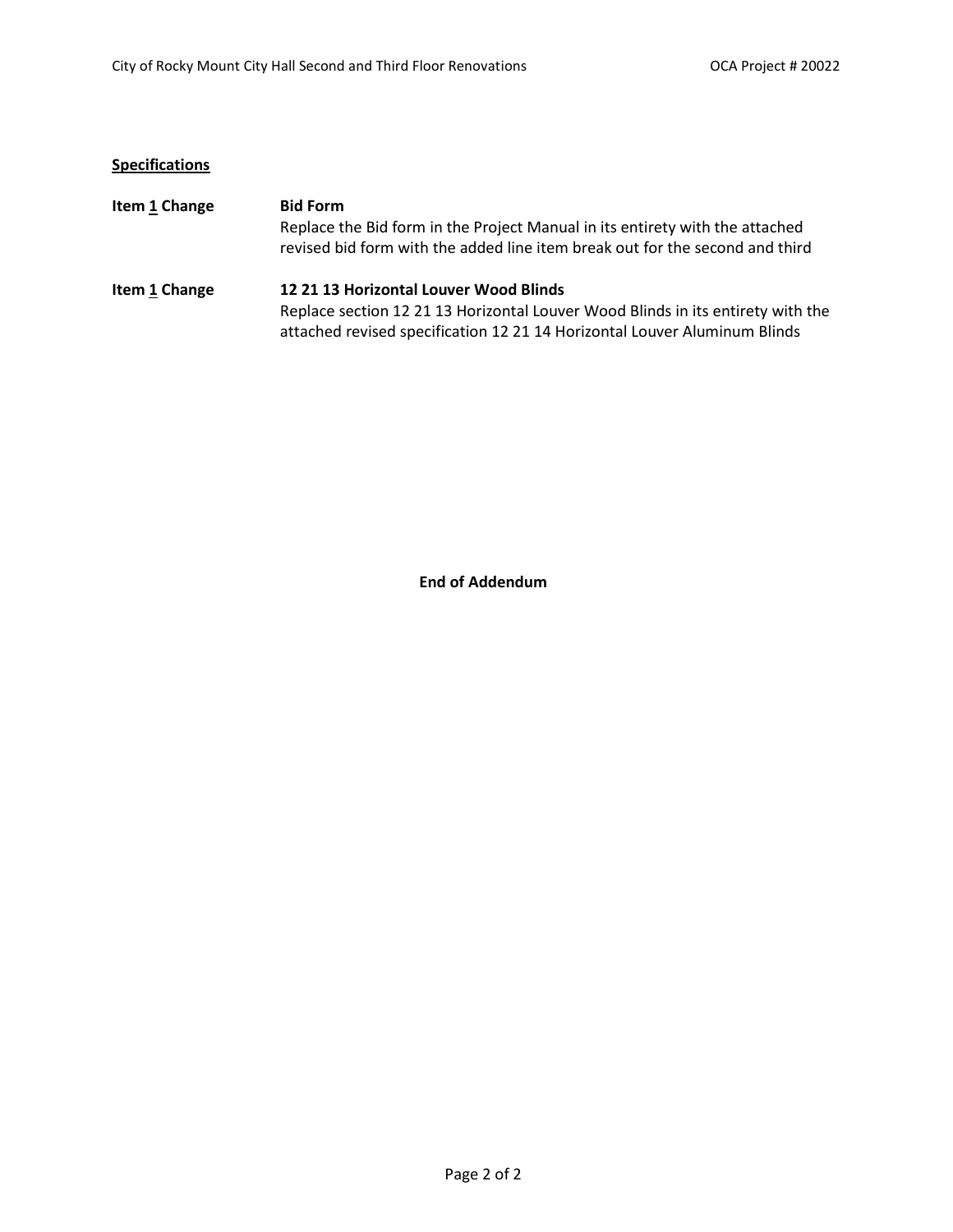**Specifications**

**Item 1 Change** **Bid Form**
Replace the Bid form in the Project Manual in its entirety with the attached revised bid form with the added line item break out for the second and third

**Item 1 Change** **12 21 13 Horizontal Louver Wood Blinds**
Replace section 12 21 13 Horizontal Louver Wood Blinds in its entirety with the attached revised specification 12 21 14 Horizontal Louver Aluminum Blinds

**End of Addendum**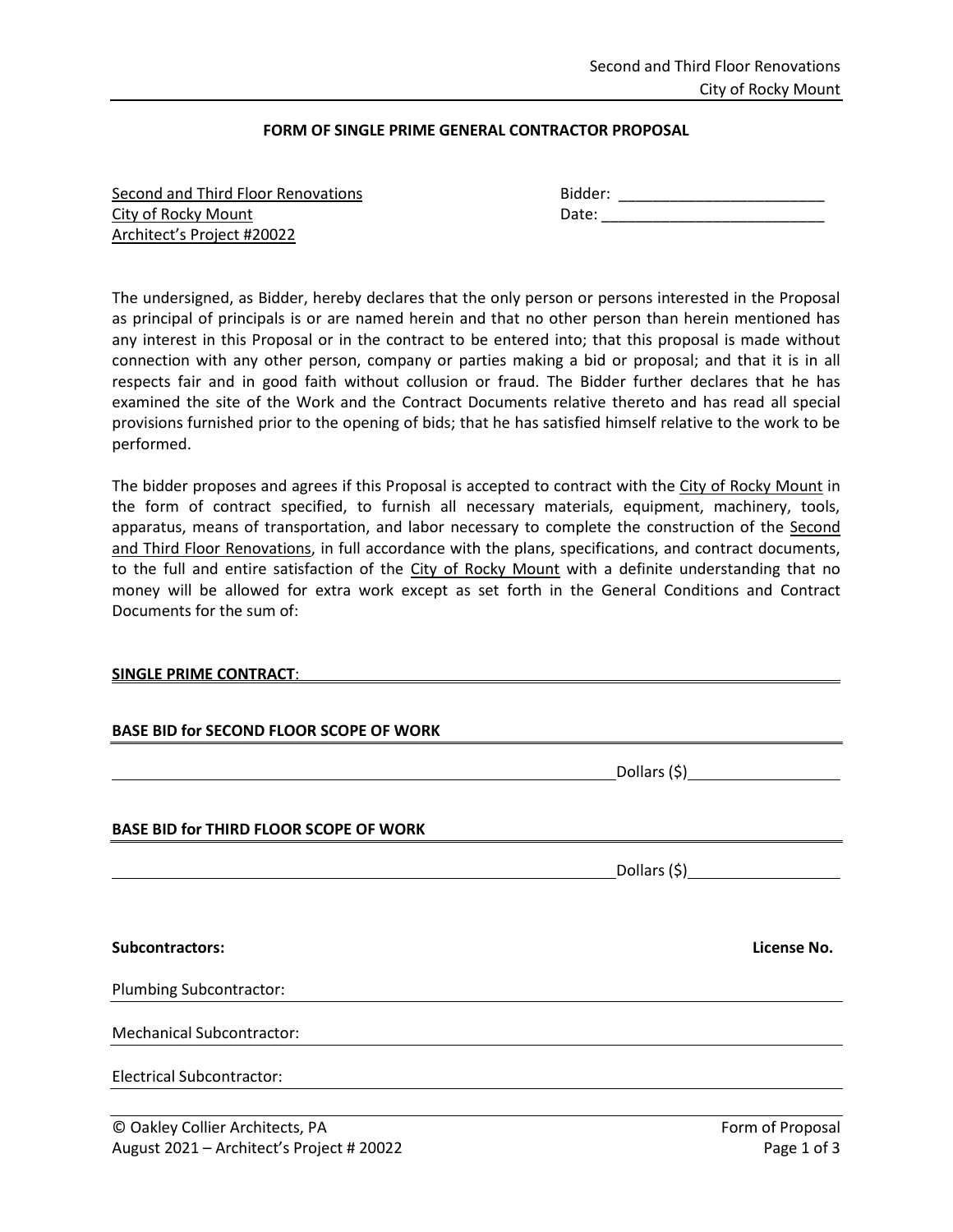**FORM OF SINGLE PRIME GENERAL CONTRACTOR PROPOSAL**

Second and Third Floor Renovations
City of Rocky Mount
Architect's Project #20022

Bidder: ________________________
Date: __________________________

The undersigned, as Bidder, hereby declares that the only person or persons interested in the Proposal as principal of principals is or are named herein and that no other person than herein mentioned has any interest in this Proposal or in the contract to be entered into; that this proposal is made without connection with any other person, company or parties making a bid or proposal; and that it is in all respects fair and in good faith without collusion or fraud. The Bidder further declares that he has examined the site of the Work and the Contract Documents relative thereto and has read all special provisions furnished prior to the opening of bids; that he has satisfied himself relative to the work to be performed.

The bidder proposes and agrees if this Proposal is accepted to contract with the City of Rocky Mount in the form of contract specified, to furnish all necessary materials, equipment, machinery, tools, apparatus, means of transportation, and labor necessary to complete the construction of the Second and Third Floor Renovations, in full accordance with the plans, specifications, and contract documents, to the full and entire satisfaction of the City of Rocky Mount with a definite understanding that no money will be allowed for extra work except as set forth in the General Conditions and Contract Documents for the sum of:

**SINGLE PRIME CONTRACT**:

**BASE BID for SECOND FLOOR SCOPE OF WORK**

________________________________________ Dollars ($) ______________

**BASE BID for THIRD FLOOR SCOPE OF WORK**

________________________________________ Dollars ($) ______________

| **Subcontractors:** | **License No.** |
|---|---|
| Plumbing Subcontractor: | |
| Mechanical Subcontractor: | |
| Electrical Subcontractor: | |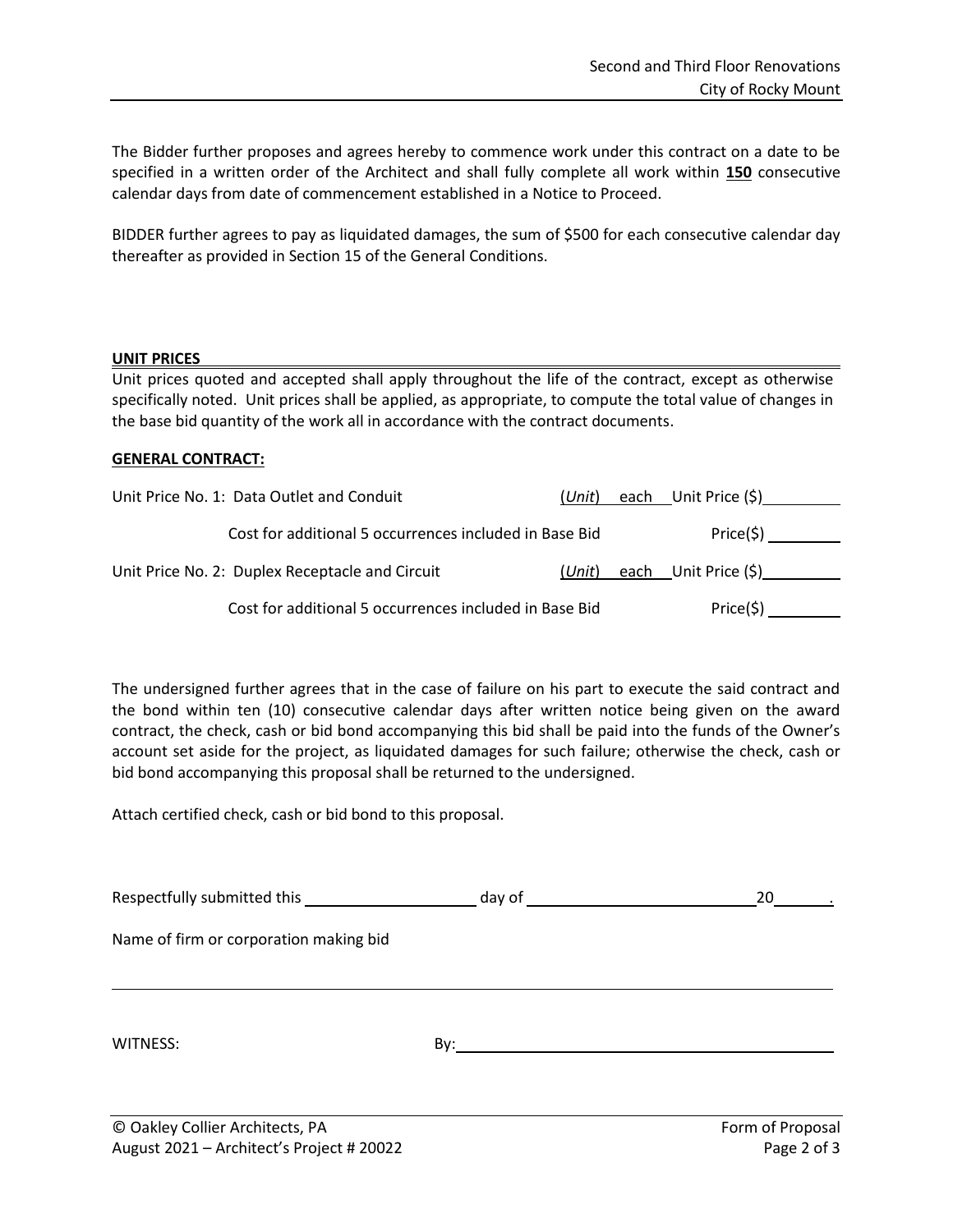The Bidder further proposes and agrees hereby to commence work under this contract on a date to be specified in a written order of the Architect and shall fully complete all work within **150** consecutive calendar days from date of commencement established in a Notice to Proceed.

BIDDER further agrees to pay as liquidated damages, the sum of $500 for each consecutive calendar day thereafter as provided in Section 15 of the General Conditions.

**UNIT PRICES**

Unit prices quoted and accepted shall apply throughout the life of the contract, except as otherwise specifically noted. Unit prices shall be applied, as appropriate, to compute the total value of changes in the base bid quantity of the work all in accordance with the contract documents.

**GENERAL CONTRACT:**

Unit Price No. 1: Data Outlet and Conduit (*Unit*) each Unit Price ($) __________

Cost for additional 5 occurrences included in Base Bid Price($) __________

Unit Price No. 2: Duplex Receptacle and Circuit (*Unit*) each Unit Price ($) __________

Cost for additional 5 occurrences included in Base Bid Price($) __________

The undersigned further agrees that in the case of failure on his part to execute the said contract and the bond within ten (10) consecutive calendar days after written notice being given on the award contract, the check, cash or bid bond accompanying this bid shall be paid into the funds of the Owner's account set aside for the project, as liquidated damages for such failure; otherwise the check, cash or bid bond accompanying this proposal shall be returned to the undersigned.

Attach certified check, cash or bid bond to this proposal.

Respectfully submitted this ____________________ day of ___________________________ 20_______.

Name of firm or corporation making bid

_______________________________________________________________

WITNESS: By: _______________________________________________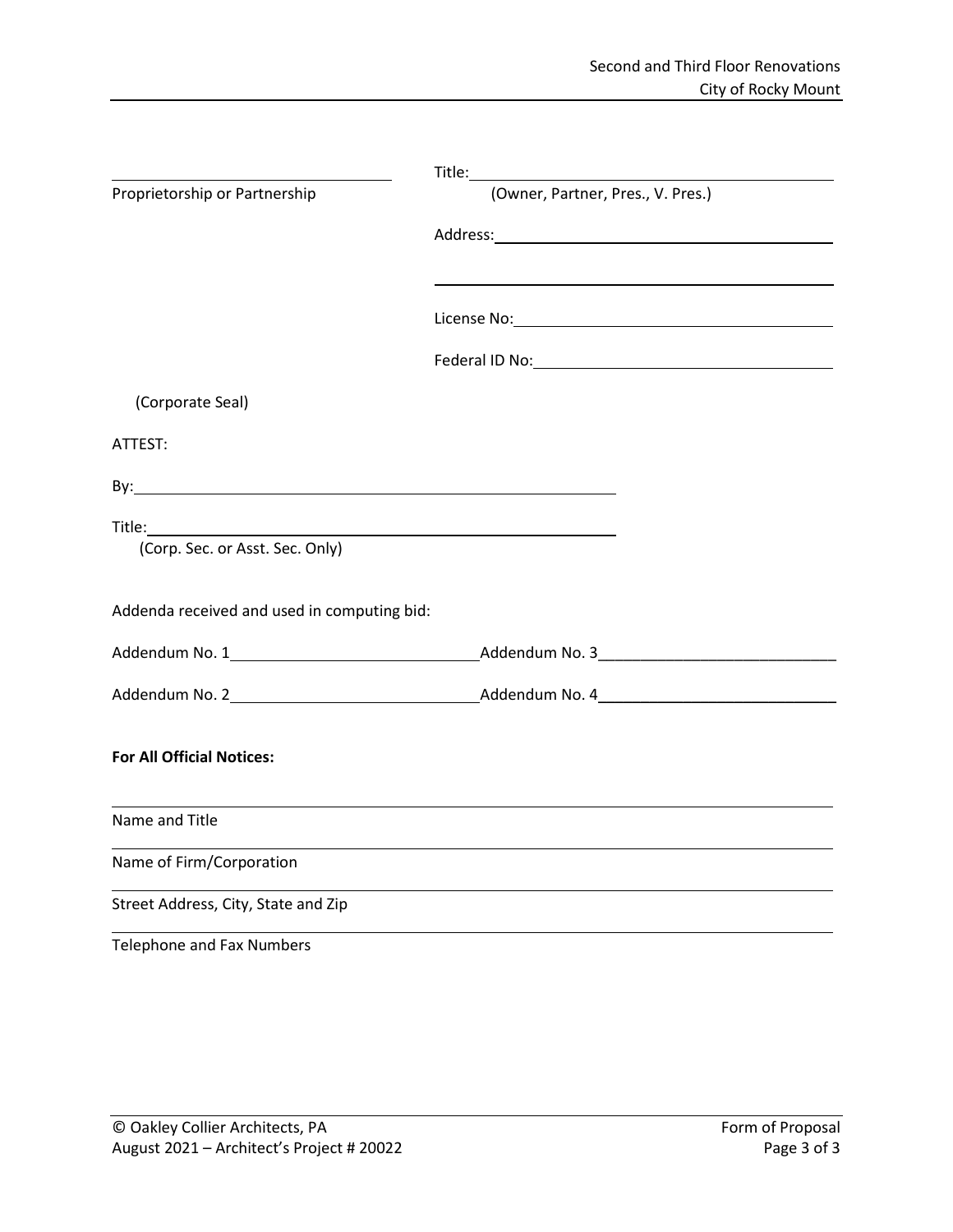| | |
|---|---|
| ______________________________ | Title: ______________________________ |
| Proprietorship or Partnership | (Owner, Partner, Pres., V. Pres.) |
| | Address: ______________________________ |
| | ______________________________ |
| | License No: ______________________________ |
| | Federal ID No: ______________________________ |

(Corporate Seal)

ATTEST:

By: ______________________________

Title: ______________________________
(Corp. Sec. or Asst. Sec. Only)

Addenda received and used in computing bid:

| | |
|---|---|
| Addendum No. 1 ______________ | Addendum No. 3 ______________ |
| Addendum No. 2 ______________ | Addendum No. 4 ______________ |

**For All Official Notices:**

______________________________
Name and Title

______________________________
Name of Firm/Corporation

______________________________
Street Address, City, State and Zip

______________________________
Telephone and Fax Numbers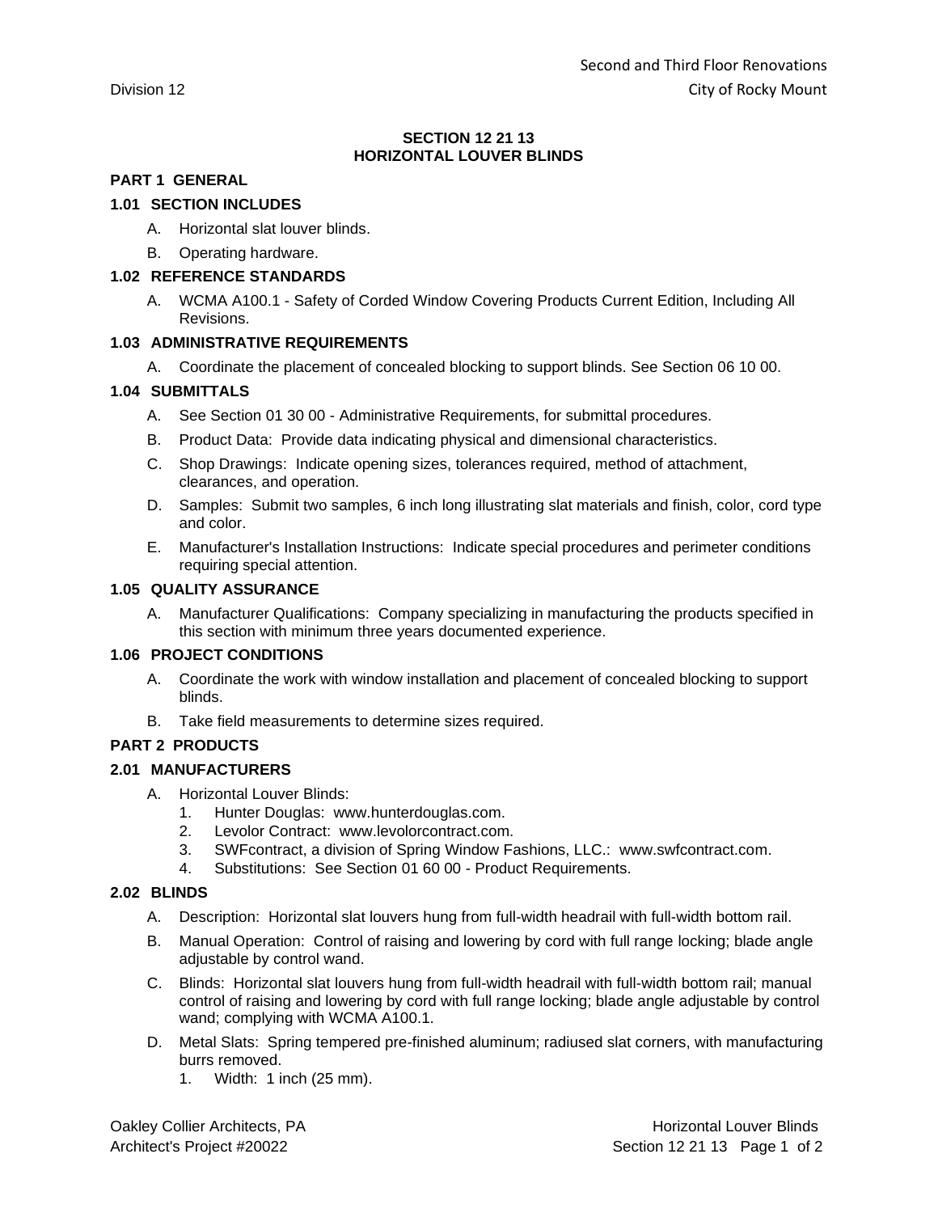## SECTION 12 21 13
## HORIZONTAL LOUVER BLINDS

### PART 1 GENERAL

#### 1.01 SECTION INCLUDES

A. Horizontal slat louver blinds.

B. Operating hardware.

#### 1.02 REFERENCE STANDARDS

A. WCMA A100.1 - Safety of Corded Window Covering Products Current Edition, Including All Revisions.

#### 1.03 ADMINISTRATIVE REQUIREMENTS

A. Coordinate the placement of concealed blocking to support blinds. See Section 06 10 00.

#### 1.04 SUBMITTALS

A. See Section 01 30 00 - Administrative Requirements, for submittal procedures.

B. Product Data: Provide data indicating physical and dimensional characteristics.

C. Shop Drawings: Indicate opening sizes, tolerances required, method of attachment, clearances, and operation.

D. Samples: Submit two samples, 6 inch long illustrating slat materials and finish, color, cord type and color.

E. Manufacturer's Installation Instructions: Indicate special procedures and perimeter conditions requiring special attention.

#### 1.05 QUALITY ASSURANCE

A. Manufacturer Qualifications: Company specializing in manufacturing the products specified in this section with minimum three years documented experience.

#### 1.06 PROJECT CONDITIONS

A. Coordinate the work with window installation and placement of concealed blocking to support blinds.

B. Take field measurements to determine sizes required.

### PART 2 PRODUCTS

#### 2.01 MANUFACTURERS

A. Horizontal Louver Blinds:
   1. Hunter Douglas: www.hunterdouglas.com.
   2. Levolor Contract: www.levolorcontract.com.
   3. SWFcontract, a division of Spring Window Fashions, LLC.: www.swfcontract.com.
   4. Substitutions: See Section 01 60 00 - Product Requirements.

#### 2.02 BLINDS

A. Description: Horizontal slat louvers hung from full-width headrail with full-width bottom rail.

B. Manual Operation: Control of raising and lowering by cord with full range locking; blade angle adjustable by control wand.

C. Blinds: Horizontal slat louvers hung from full-width headrail with full-width bottom rail; manual control of raising and lowering by cord with full range locking; blade angle adjustable by control wand; complying with WCMA A100.1.

D. Metal Slats: Spring tempered pre-finished aluminum; radiused slat corners, with manufacturing burrs removed.
   1. Width: 1 inch (25 mm).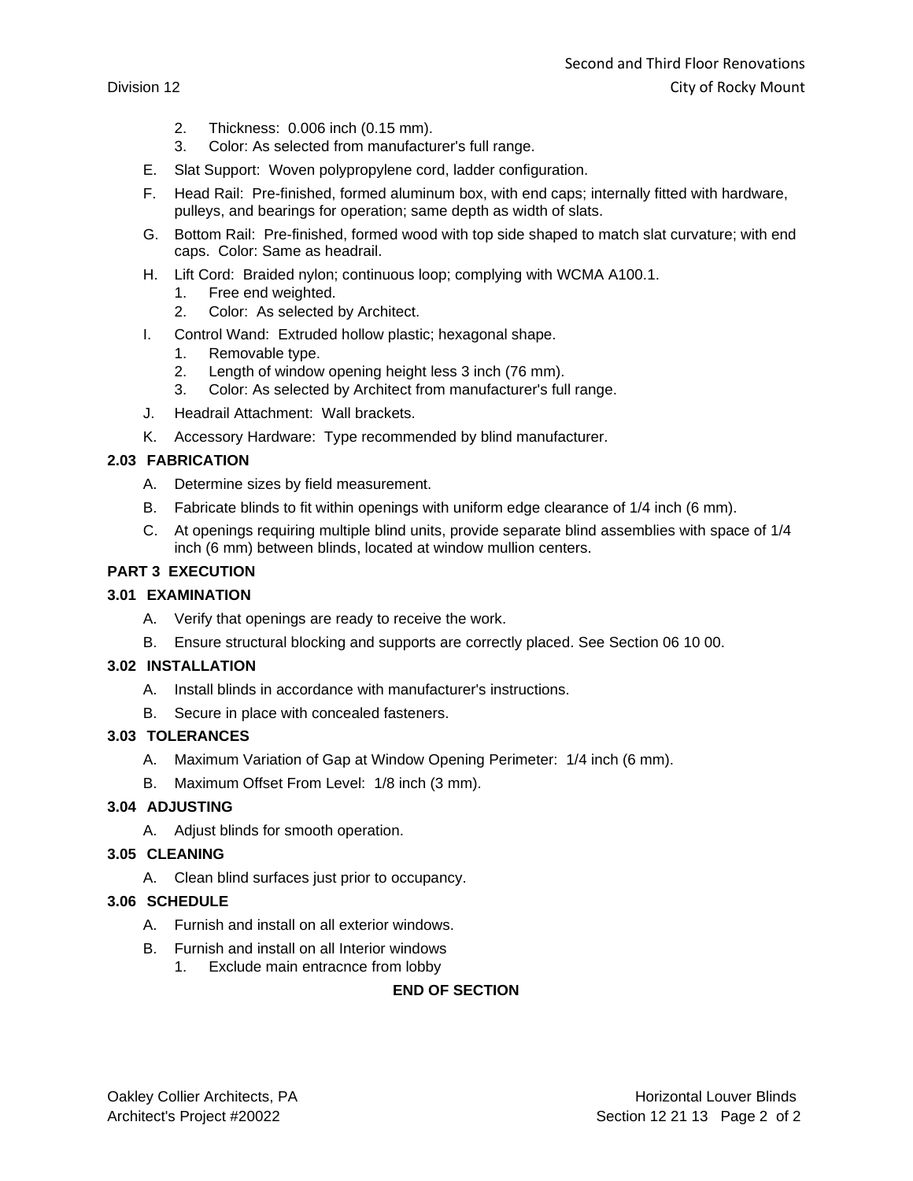2. Thickness: 0.006 inch (0.15 mm).
3. Color: As selected from manufacturer's full range.

E. Slat Support: Woven polypropylene cord, ladder configuration.

F. Head Rail: Pre-finished, formed aluminum box, with end caps; internally fitted with hardware, pulleys, and bearings for operation; same depth as width of slats.

G. Bottom Rail: Pre-finished, formed wood with top side shaped to match slat curvature; with end caps. Color: Same as headrail.

H. Lift Cord: Braided nylon; continuous loop; complying with WCMA A100.1.
   1. Free end weighted.
   2. Color: As selected by Architect.

I. Control Wand: Extruded hollow plastic; hexagonal shape.
   1. Removable type.
   2. Length of window opening height less 3 inch (76 mm).
   3. Color: As selected by Architect from manufacturer's full range.

J. Headrail Attachment: Wall brackets.

K. Accessory Hardware: Type recommended by blind manufacturer.

### 2.03 FABRICATION

A. Determine sizes by field measurement.

B. Fabricate blinds to fit within openings with uniform edge clearance of 1/4 inch (6 mm).

C. At openings requiring multiple blind units, provide separate blind assemblies with space of 1/4 inch (6 mm) between blinds, located at window mullion centers.

## PART 3 EXECUTION

### 3.01 EXAMINATION

A. Verify that openings are ready to receive the work.

B. Ensure structural blocking and supports are correctly placed. See Section 06 10 00.

### 3.02 INSTALLATION

A. Install blinds in accordance with manufacturer's instructions.

B. Secure in place with concealed fasteners.

### 3.03 TOLERANCES

A. Maximum Variation of Gap at Window Opening Perimeter: 1/4 inch (6 mm).

B. Maximum Offset From Level: 1/8 inch (3 mm).

### 3.04 ADJUSTING

A. Adjust blinds for smooth operation.

### 3.05 CLEANING

A. Clean blind surfaces just prior to occupancy.

### 3.06 SCHEDULE

A. Furnish and install on all exterior windows.

B. Furnish and install on all Interior windows
   1. Exclude main entracnce from lobby

**END OF SECTION**